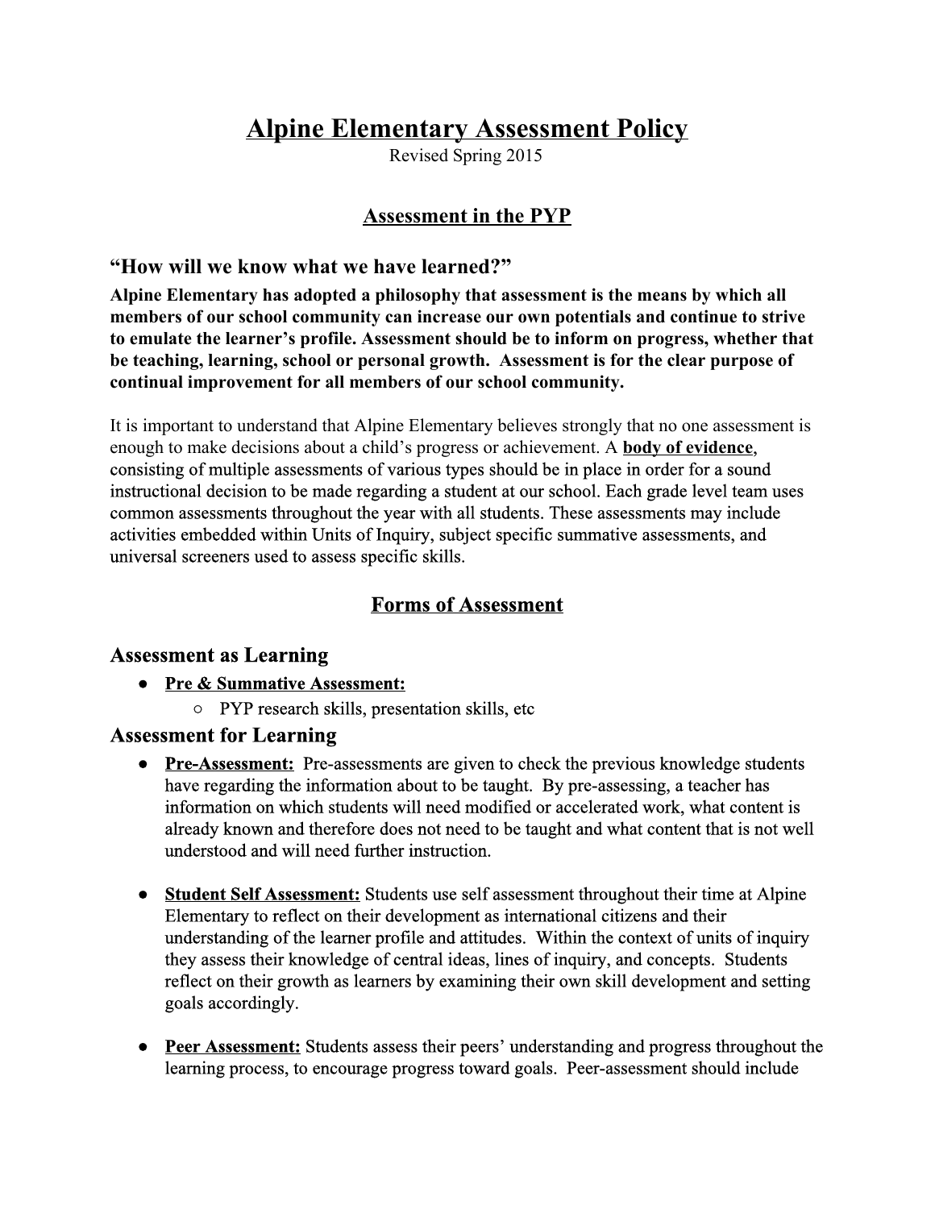# Alpine Elementary Assessment Policy

Revised Spring 2015

## Assessment in the PYP

### "How will we know what we have learned?"

**Alpine Elementary has adopted a philosophy that assessment is the means by which all members of our school community can increase our own potentials and continue to strive to emulate the learner's profile. Assessment should be to inform on progress, whether that be teaching, learning, school or personal growth. Assessment is for the clear purpose of continual improvement for all members of our school community.**

It is important to understand that Alpine Elementary believes strongly that no one assessment is enough to make decisions about a child's progress or achievement. A **body of evidence**, consisting of multiple assessments of various types should be in place in order for a sound instructional decision to be made regarding a student at our school. Each grade level team uses common assessments throughout the year with all students. These assessments may include activities embedded within Units of Inquiry, subject specific summative assessments, and universal screeners used to assess specific skills.

## Forms of Assessment

### Assessment as Learning

- **Pre & Summative Assessment:**
  - PYP research skills, presentation skills, etc

### Assessment for Learning

- **Pre-Assessment:** Pre-assessments are given to check the previous knowledge students have regarding the information about to be taught. By pre-assessing, a teacher has information on which students will need modified or accelerated work, what content is already known and therefore does not need to be taught and what content that is not well understood and will need further instruction.

- **Student Self Assessment:** Students use self assessment throughout their time at Alpine Elementary to reflect on their development as international citizens and their understanding of the learner profile and attitudes. Within the context of units of inquiry they assess their knowledge of central ideas, lines of inquiry, and concepts. Students reflect on their growth as learners by examining their own skill development and setting goals accordingly.

- **Peer Assessment:** Students assess their peers' understanding and progress throughout the learning process, to encourage progress toward goals. Peer-assessment should include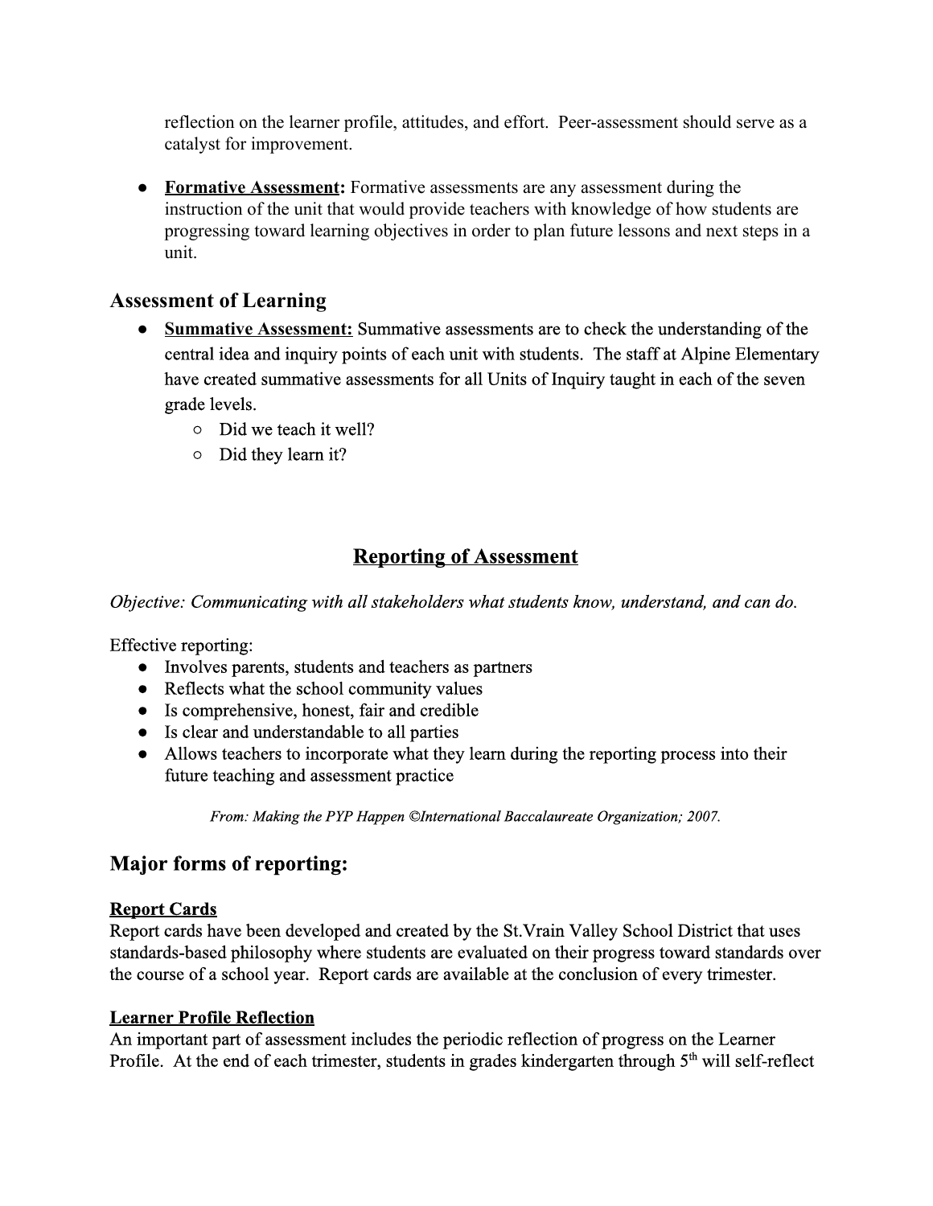reflection on the learner profile, attitudes, and effort. Peer-assessment should serve as a catalyst for improvement.

- **Formative Assessment:** Formative assessments are any assessment during the instruction of the unit that would provide teachers with knowledge of how students are progressing toward learning objectives in order to plan future lessons and next steps in a unit.

## Assessment of Learning

- **Summative Assessment:** Summative assessments are to check the understanding of the central idea and inquiry points of each unit with students. The staff at Alpine Elementary have created summative assessments for all Units of Inquiry taught in each of the seven grade levels.
  - Did we teach it well?
  - Did they learn it?

# Reporting of Assessment

*Objective: Communicating with all stakeholders what students know, understand, and can do.*

Effective reporting:

- Involves parents, students and teachers as partners
- Reflects what the school community values
- Is comprehensive, honest, fair and credible
- Is clear and understandable to all parties
- Allows teachers to incorporate what they learn during the reporting process into their future teaching and assessment practice

*From: Making the PYP Happen ©International Baccalaureate Organization; 2007.*

## Major forms of reporting:

### Report Cards

Report cards have been developed and created by the St.Vrain Valley School District that uses standards-based philosophy where students are evaluated on their progress toward standards over the course of a school year. Report cards are available at the conclusion of every trimester.

### Learner Profile Reflection

An important part of assessment includes the periodic reflection of progress on the Learner Profile. At the end of each trimester, students in grades kindergarten through 5th will self-reflect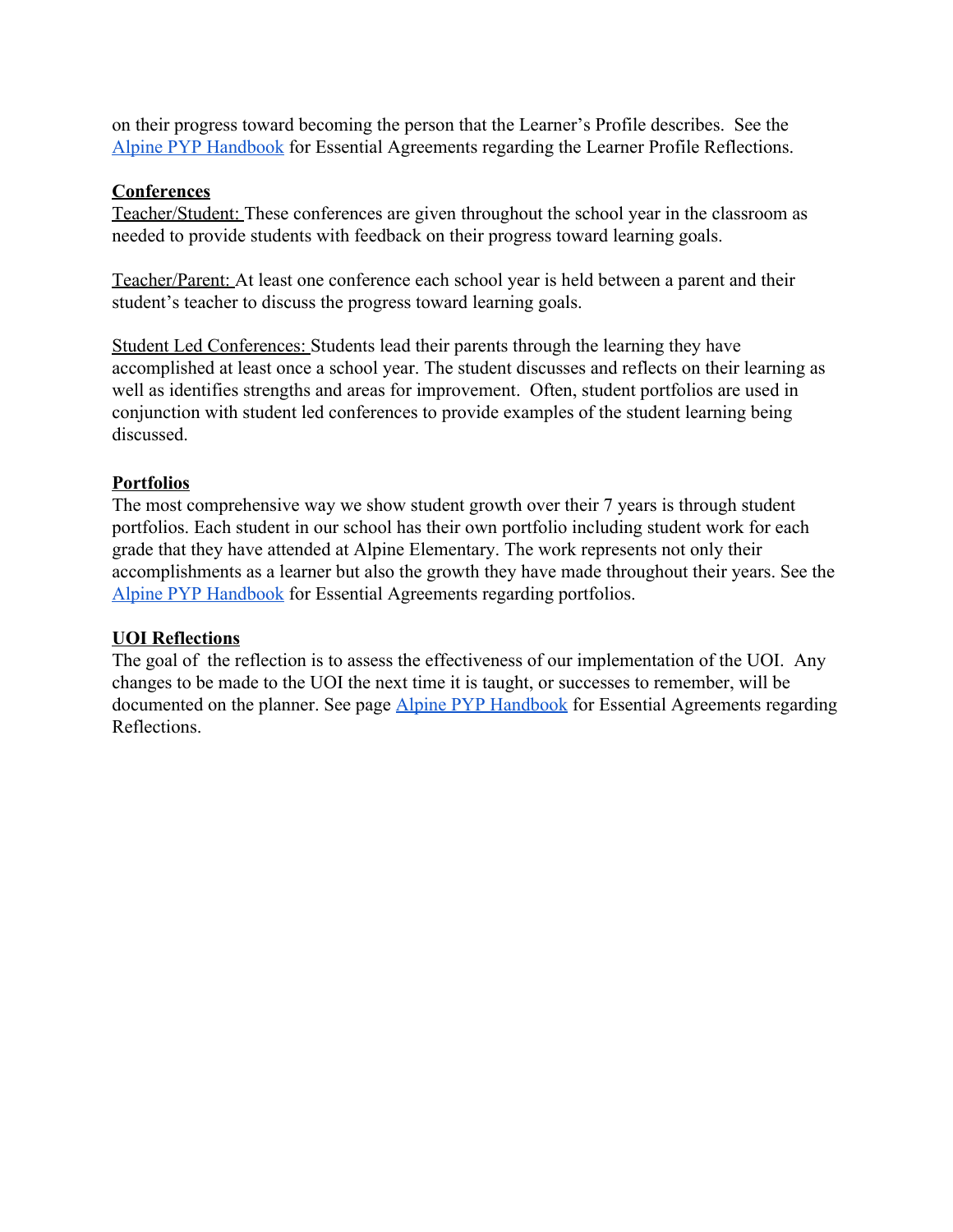on their progress toward becoming the person that the Learner's Profile describes. See the Alpine PYP Handbook for Essential Agreements regarding the Learner Profile Reflections.

## Conferences

Teacher/Student: These conferences are given throughout the school year in the classroom as needed to provide students with feedback on their progress toward learning goals.

Teacher/Parent: At least one conference each school year is held between a parent and their student's teacher to discuss the progress toward learning goals.

Student Led Conferences: Students lead their parents through the learning they have accomplished at least once a school year. The student discusses and reflects on their learning as well as identifies strengths and areas for improvement. Often, student portfolios are used in conjunction with student led conferences to provide examples of the student learning being discussed.

## Portfolios

The most comprehensive way we show student growth over their 7 years is through student portfolios. Each student in our school has their own portfolio including student work for each grade that they have attended at Alpine Elementary. The work represents not only their accomplishments as a learner but also the growth they have made throughout their years. See the Alpine PYP Handbook for Essential Agreements regarding portfolios.

## UOI Reflections

The goal of the reflection is to assess the effectiveness of our implementation of the UOI. Any changes to be made to the UOI the next time it is taught, or successes to remember, will be documented on the planner. See page Alpine PYP Handbook for Essential Agreements regarding Reflections.